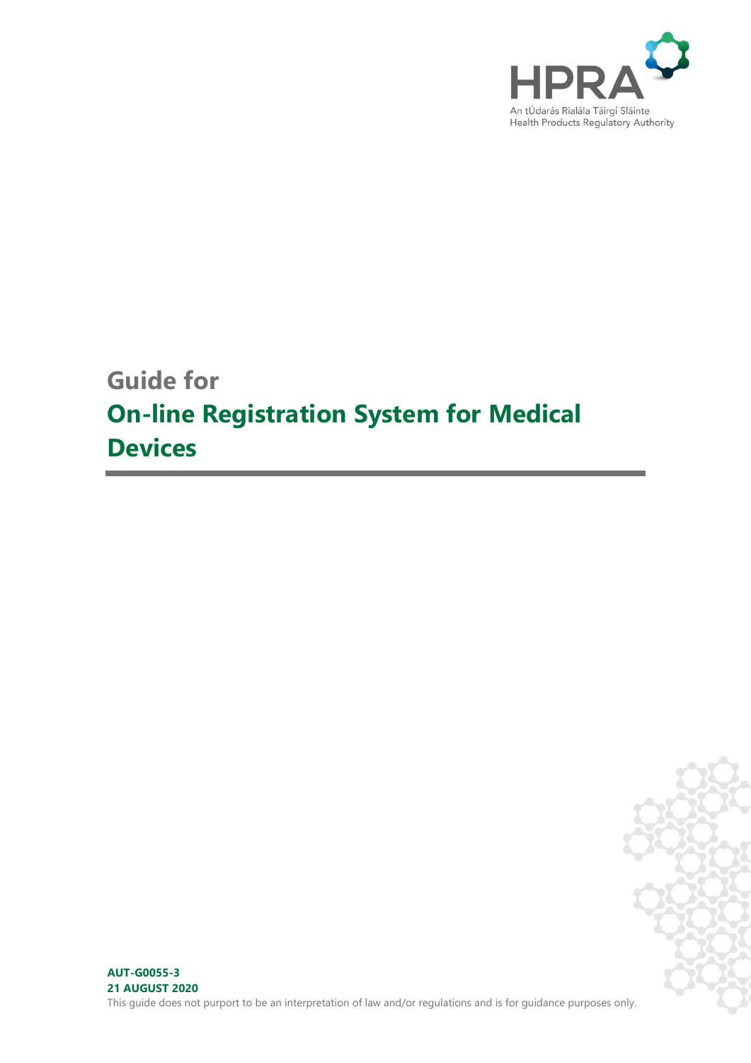HPRA

An tÚdarás Rialála Táirgí Sláinte
Health Products Regulatory Authority

# Guide for
# On-line Registration System for Medical Devices

**AUT-G0055-3**
**21 AUGUST 2020**

This guide does not purport to be an interpretation of law and/or regulations and is for guidance purposes only.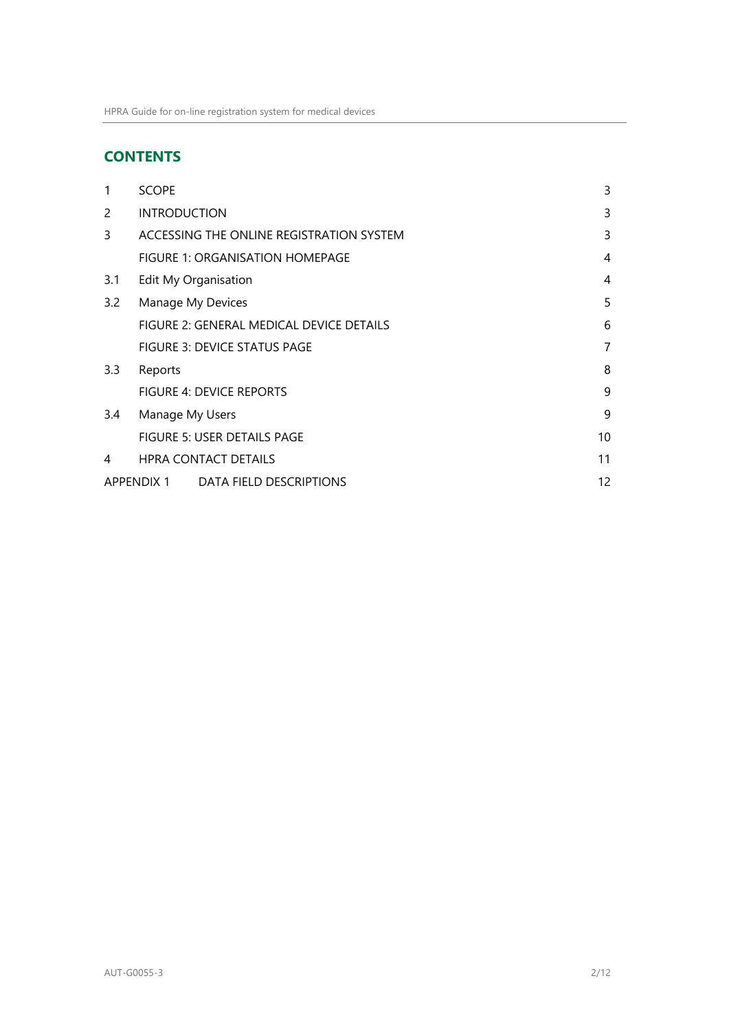## CONTENTS

| | | |
|---|---|---|
| 1 | SCOPE | 3 |
| 2 | INTRODUCTION | 3 |
| 3 | ACCESSING THE ONLINE REGISTRATION SYSTEM | 3 |
| | FIGURE 1: ORGANISATION HOMEPAGE | 4 |
| 3.1 | Edit My Organisation | 4 |
| 3.2 | Manage My Devices | 5 |
| | FIGURE 2: GENERAL MEDICAL DEVICE DETAILS | 6 |
| | FIGURE 3: DEVICE STATUS PAGE | 7 |
| 3.3 | Reports | 8 |
| | FIGURE 4: DEVICE REPORTS | 9 |
| 3.4 | Manage My Users | 9 |
| | FIGURE 5: USER DETAILS PAGE | 10 |
| 4 | HPRA CONTACT DETAILS | 11 |
| APPENDIX 1 | DATA FIELD DESCRIPTIONS | 12 |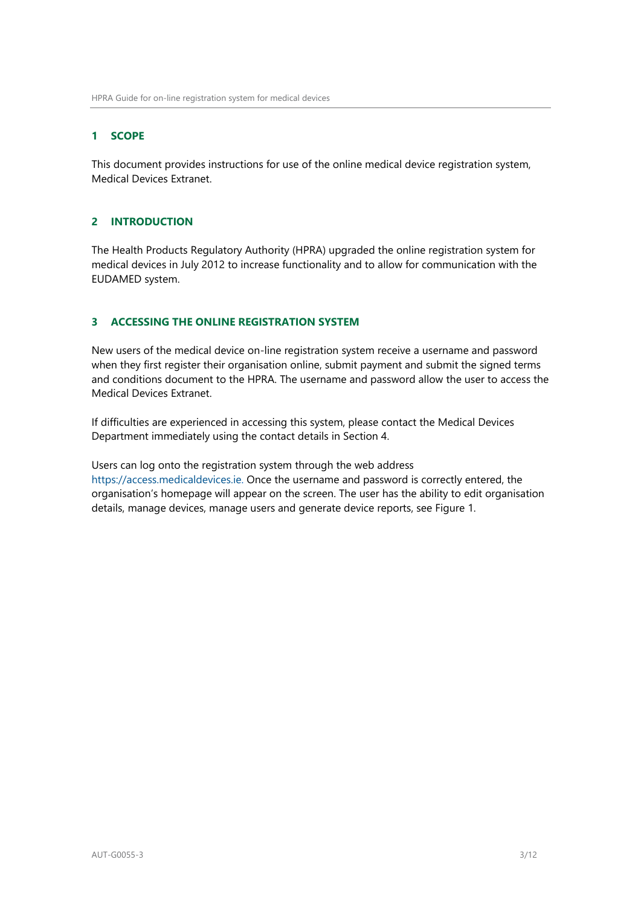## 1 SCOPE

This document provides instructions for use of the online medical device registration system, Medical Devices Extranet.

## 2 INTRODUCTION

The Health Products Regulatory Authority (HPRA) upgraded the online registration system for medical devices in July 2012 to increase functionality and to allow for communication with the EUDAMED system.

## 3 ACCESSING THE ONLINE REGISTRATION SYSTEM

New users of the medical device on-line registration system receive a username and password when they first register their organisation online, submit payment and submit the signed terms and conditions document to the HPRA. The username and password allow the user to access the Medical Devices Extranet.

If difficulties are experienced in accessing this system, please contact the Medical Devices Department immediately using the contact details in Section 4.

Users can log onto the registration system through the web address https://access.medicaldevices.ie. Once the username and password is correctly entered, the organisation's homepage will appear on the screen. The user has the ability to edit organisation details, manage devices, manage users and generate device reports, see Figure 1.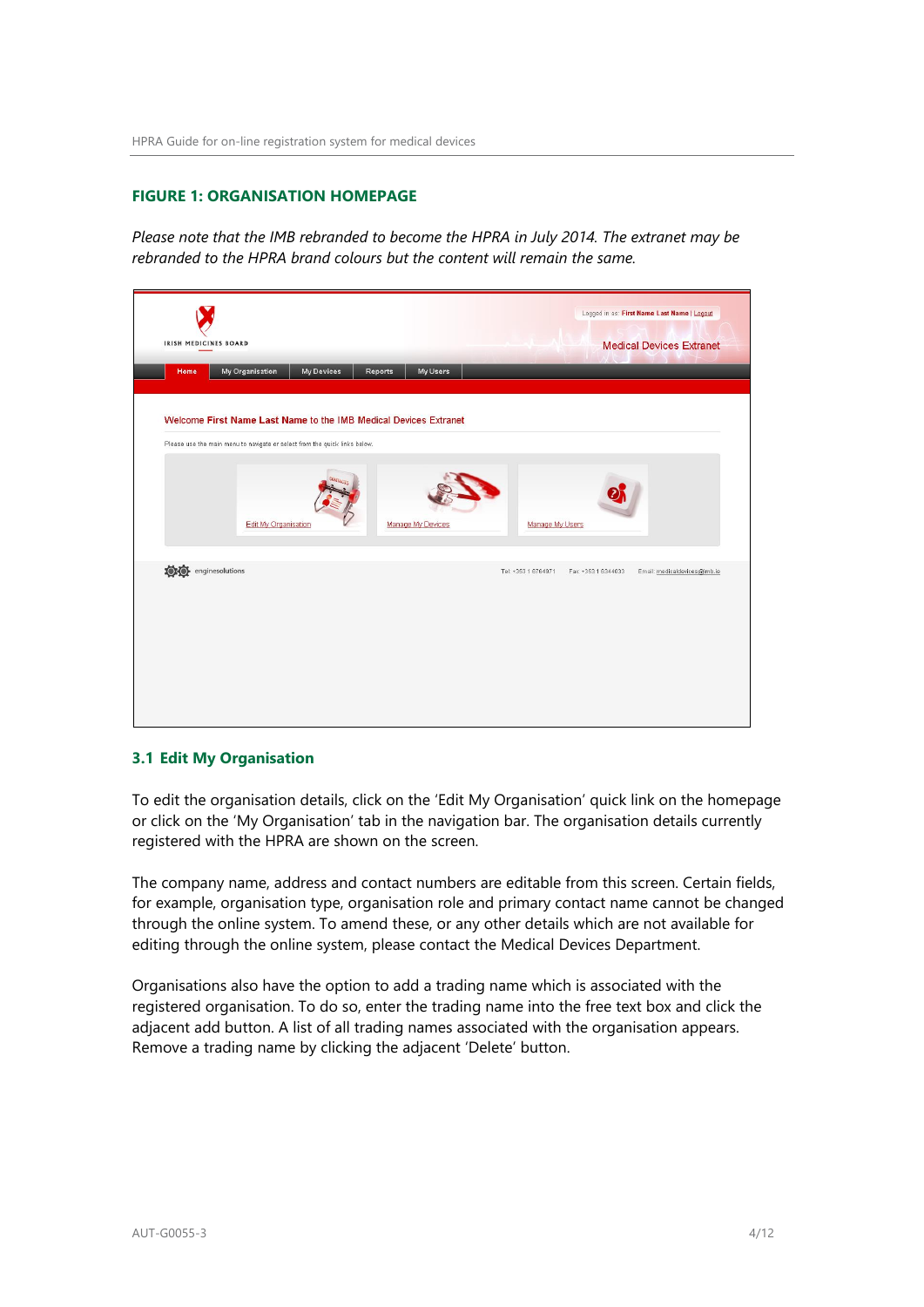### FIGURE 1: ORGANISATION HOMEPAGE

*Please note that the IMB rebranded to become the HPRA in July 2014. The extranet may be rebranded to the HPRA brand colours but the content will remain the same.*

## 3.1 Edit My Organisation

To edit the organisation details, click on the 'Edit My Organisation' quick link on the homepage or click on the 'My Organisation' tab in the navigation bar. The organisation details currently registered with the HPRA are shown on the screen.

The company name, address and contact numbers are editable from this screen. Certain fields, for example, organisation type, organisation role and primary contact name cannot be changed through the online system. To amend these, or any other details which are not available for editing through the online system, please contact the Medical Devices Department.

Organisations also have the option to add a trading name which is associated with the registered organisation. To do so, enter the trading name into the free text box and click the adjacent add button. A list of all trading names associated with the organisation appears. Remove a trading name by clicking the adjacent 'Delete' button.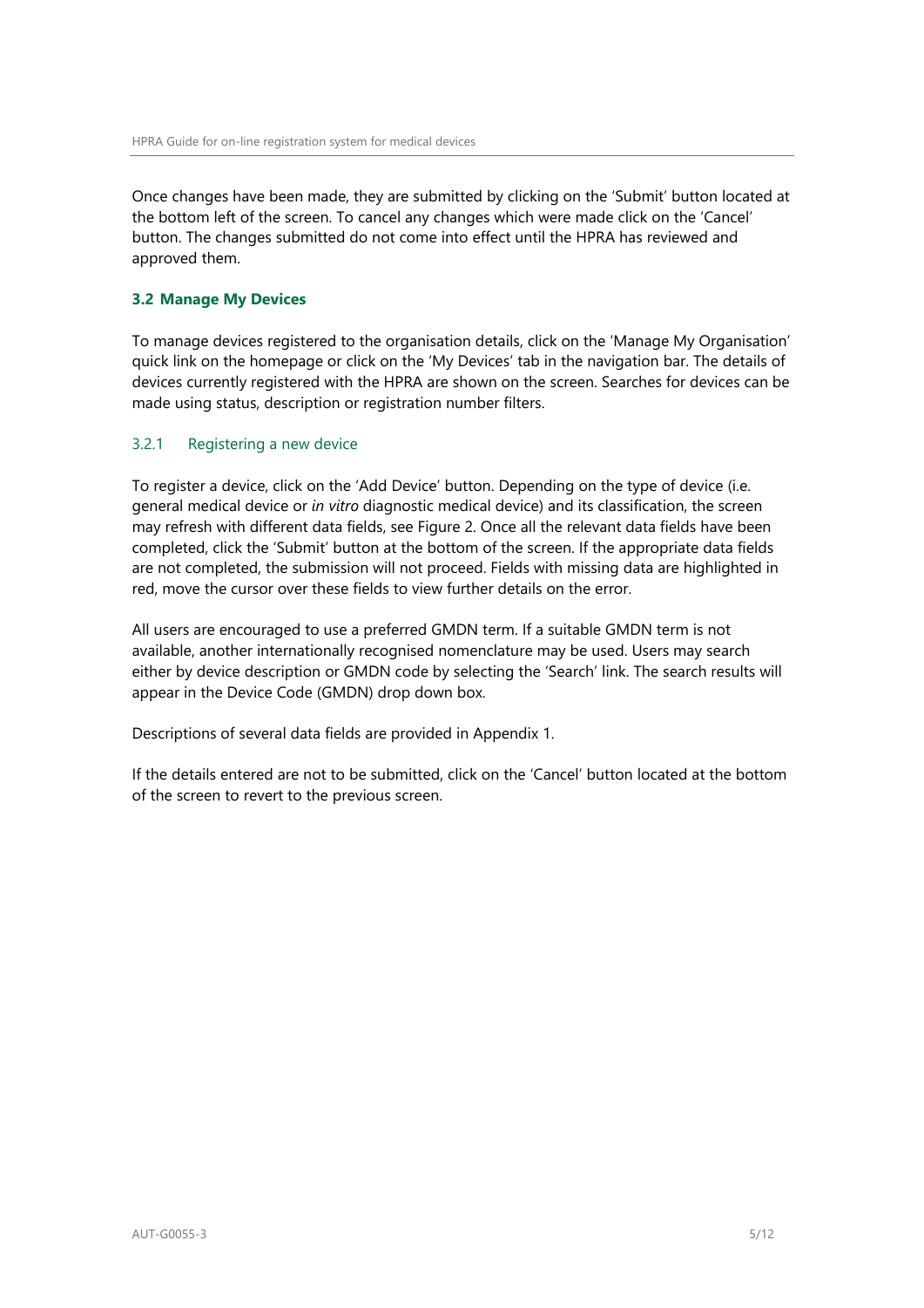Once changes have been made, they are submitted by clicking on the 'Submit' button located at the bottom left of the screen. To cancel any changes which were made click on the 'Cancel' button. The changes submitted do not come into effect until the HPRA has reviewed and approved them.

## 3.2 Manage My Devices

To manage devices registered to the organisation details, click on the 'Manage My Organisation' quick link on the homepage or click on the 'My Devices' tab in the navigation bar. The details of devices currently registered with the HPRA are shown on the screen. Searches for devices can be made using status, description or registration number filters.

### 3.2.1 Registering a new device

To register a device, click on the 'Add Device' button. Depending on the type of device (i.e. general medical device or *in vitro* diagnostic medical device) and its classification, the screen may refresh with different data fields, see Figure 2. Once all the relevant data fields have been completed, click the 'Submit' button at the bottom of the screen. If the appropriate data fields are not completed, the submission will not proceed. Fields with missing data are highlighted in red, move the cursor over these fields to view further details on the error.

All users are encouraged to use a preferred GMDN term. If a suitable GMDN term is not available, another internationally recognised nomenclature may be used. Users may search either by device description or GMDN code by selecting the 'Search' link. The search results will appear in the Device Code (GMDN) drop down box.

Descriptions of several data fields are provided in Appendix 1.

If the details entered are not to be submitted, click on the 'Cancel' button located at the bottom of the screen to revert to the previous screen.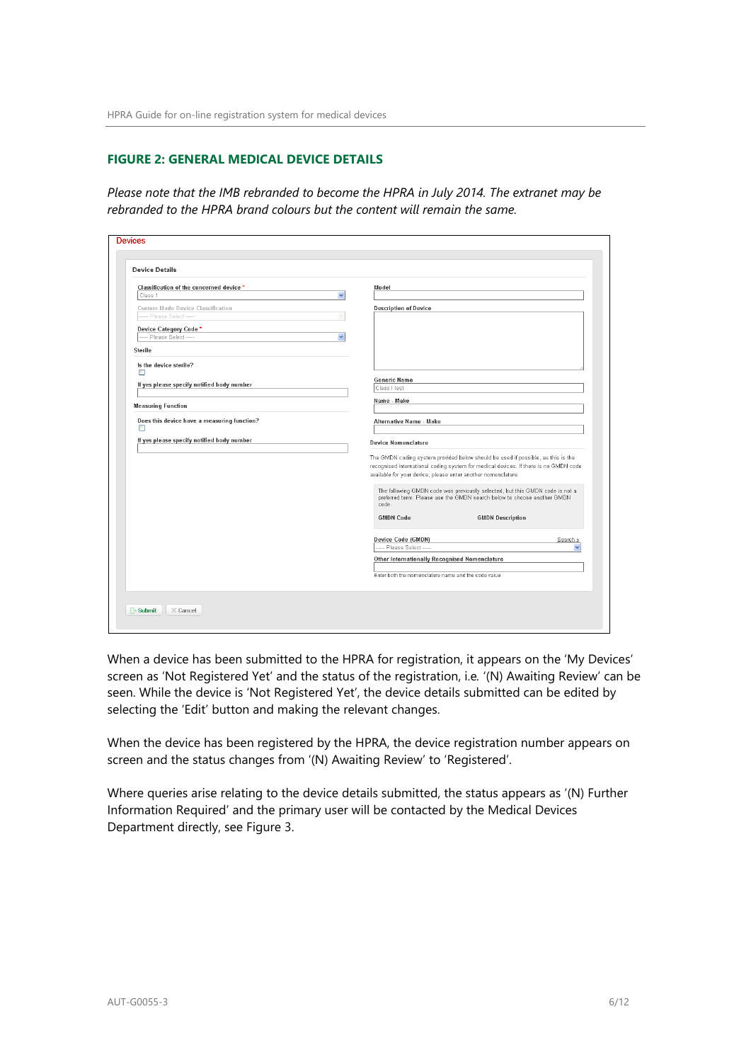### FIGURE 2: GENERAL MEDICAL DEVICE DETAILS

*Please note that the IMB rebranded to become the HPRA in July 2014. The extranet may be rebranded to the HPRA brand colours but the content will remain the same.*

Devices

**Device Details**

Classification of the concerned device *
Class 1

Custom-Made Device Classification
---- Please Select ----

Device Category Code *
---- Please Select ----

**Sterile**

Is the device sterile?

If yes please specify notified body number

**Measuring Function**

Does this device have a measuring function?

If yes please specify notified body number

Model

Description of Device

Generic Name
Class I test

Name - Make

Alternative Name - Make

**Device Nomenclature**

The GMDN coding system provided below should be used if possible, as this is the recognised international coding system for medical devices. If there is no GMDN code available for your device, please enter another nomenclature.

The following GMDN code was previously selected, but this GMDN code is not a preferred term. Please use the GMDN search below to choose another GMDN code.

GMDN Code | GMDN Description

Device Code (GMDN) — Search >
---- Please Select ----

Other Internationally Recognised Nomenclature

Enter both the nomenclature name and the code value

Submit | Cancel

When a device has been submitted to the HPRA for registration, it appears on the 'My Devices' screen as 'Not Registered Yet' and the status of the registration, i.e. '(N) Awaiting Review' can be seen. While the device is 'Not Registered Yet', the device details submitted can be edited by selecting the 'Edit' button and making the relevant changes.

When the device has been registered by the HPRA, the device registration number appears on screen and the status changes from '(N) Awaiting Review' to 'Registered'.

Where queries arise relating to the device details submitted, the status appears as '(N) Further Information Required' and the primary user will be contacted by the Medical Devices Department directly, see Figure 3.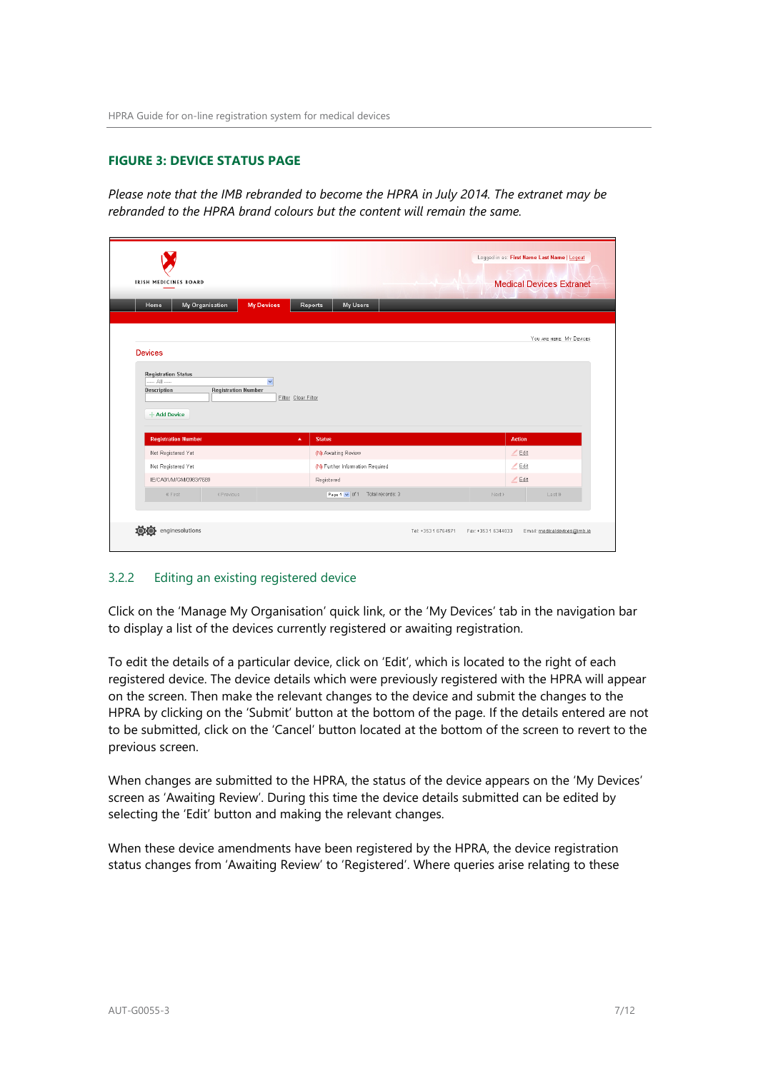**FIGURE 3: DEVICE STATUS PAGE**

*Please note that the IMB rebranded to become the HPRA in July 2014. The extranet may be rebranded to the HPRA brand colours but the content will remain the same.*

### 3.2.2 Editing an existing registered device

Click on the 'Manage My Organisation' quick link, or the 'My Devices' tab in the navigation bar to display a list of the devices currently registered or awaiting registration.

To edit the details of a particular device, click on 'Edit', which is located to the right of each registered device. The device details which were previously registered with the HPRA will appear on the screen. Then make the relevant changes to the device and submit the changes to the HPRA by clicking on the 'Submit' button at the bottom of the page. If the details entered are not to be submitted, click on the 'Cancel' button located at the bottom of the screen to revert to the previous screen.

When changes are submitted to the HPRA, the status of the device appears on the 'My Devices' screen as 'Awaiting Review'. During this time the device details submitted can be edited by selecting the 'Edit' button and making the relevant changes.

When these device amendments have been registered by the HPRA, the device registration status changes from 'Awaiting Review' to 'Registered'. Where queries arise relating to these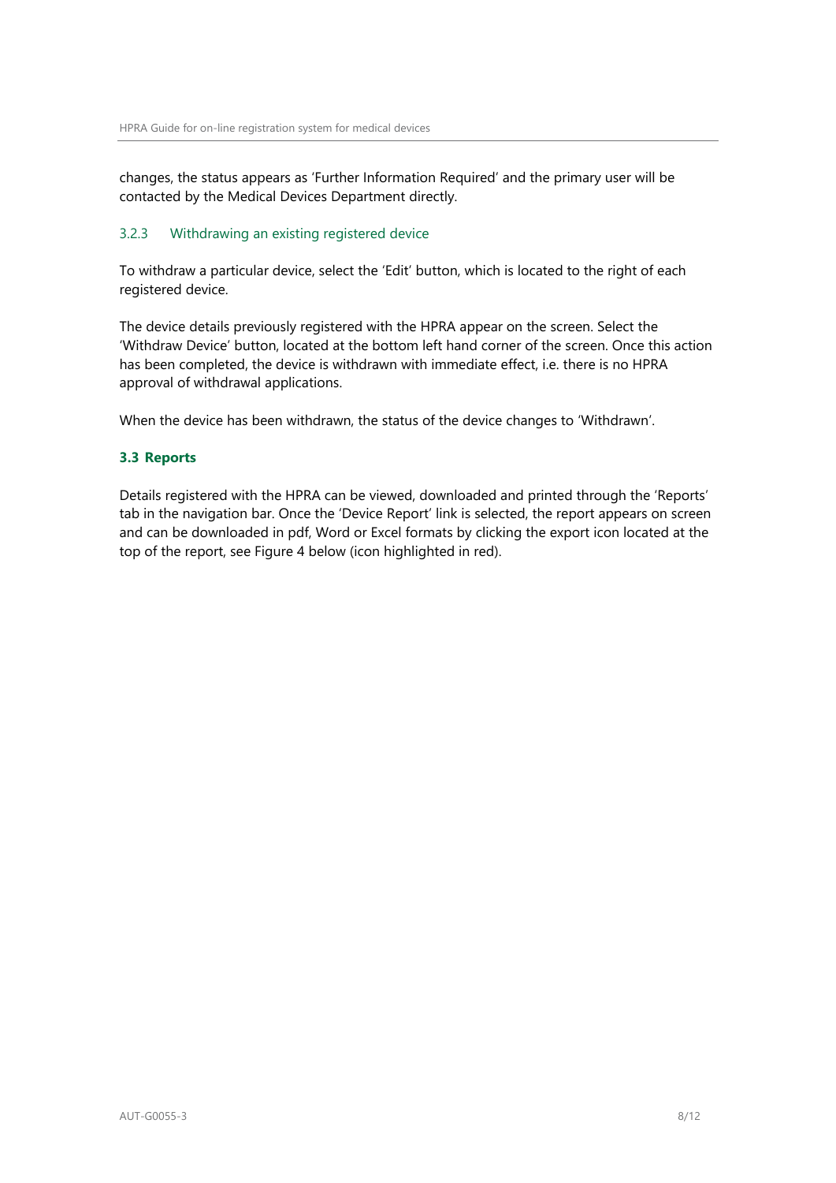changes, the status appears as 'Further Information Required' and the primary user will be contacted by the Medical Devices Department directly.

### 3.2.3 Withdrawing an existing registered device

To withdraw a particular device, select the 'Edit' button, which is located to the right of each registered device.

The device details previously registered with the HPRA appear on the screen. Select the 'Withdraw Device' button, located at the bottom left hand corner of the screen. Once this action has been completed, the device is withdrawn with immediate effect, i.e. there is no HPRA approval of withdrawal applications.

When the device has been withdrawn, the status of the device changes to 'Withdrawn'.

## 3.3 Reports

Details registered with the HPRA can be viewed, downloaded and printed through the 'Reports' tab in the navigation bar. Once the 'Device Report' link is selected, the report appears on screen and can be downloaded in pdf, Word or Excel formats by clicking the export icon located at the top of the report, see Figure 4 below (icon highlighted in red).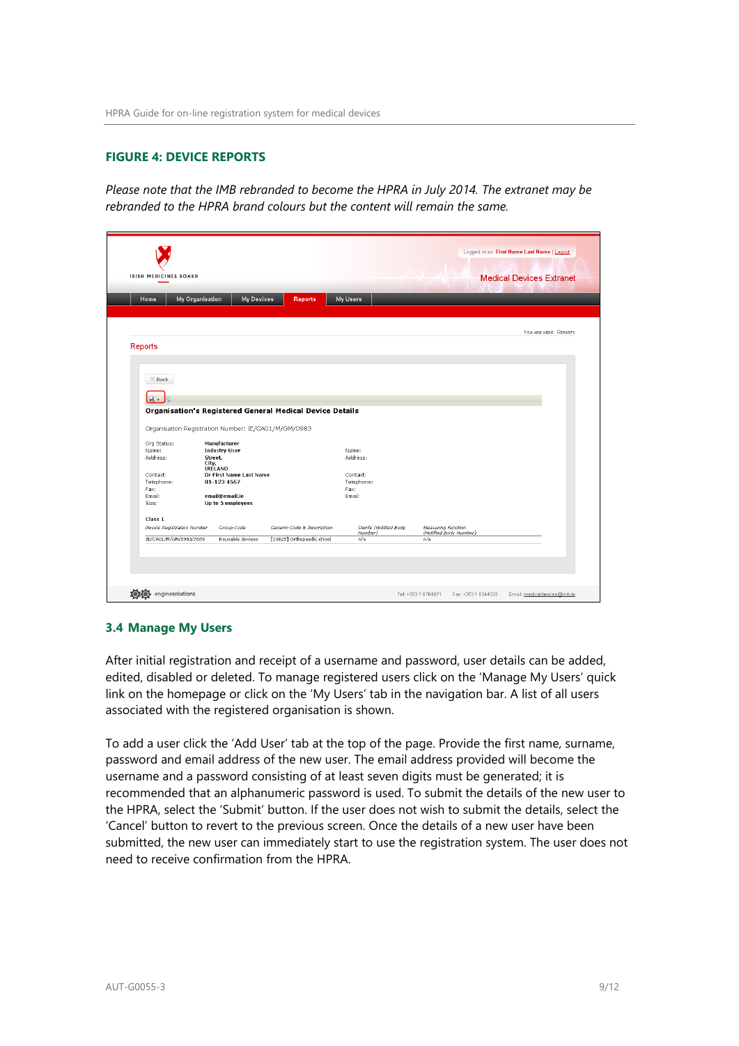### FIGURE 4: DEVICE REPORTS

*Please note that the IMB rebranded to become the HPRA in July 2014. The extranet may be rebranded to the HPRA brand colours but the content will remain the same.*

## 3.4 Manage My Users

After initial registration and receipt of a username and password, user details can be added, edited, disabled or deleted. To manage registered users click on the 'Manage My Users' quick link on the homepage or click on the 'My Users' tab in the navigation bar. A list of all users associated with the registered organisation is shown.

To add a user click the 'Add User' tab at the top of the page. Provide the first name, surname, password and email address of the new user. The email address provided will become the username and a password consisting of at least seven digits must be generated; it is recommended that an alphanumeric password is used. To submit the details of the new user to the HPRA, select the 'Submit' button. If the user does not wish to submit the details, select the 'Cancel' button to revert to the previous screen. Once the details of a new user have been submitted, the new user can immediately start to use the registration system. The user does not need to receive confirmation from the HPRA.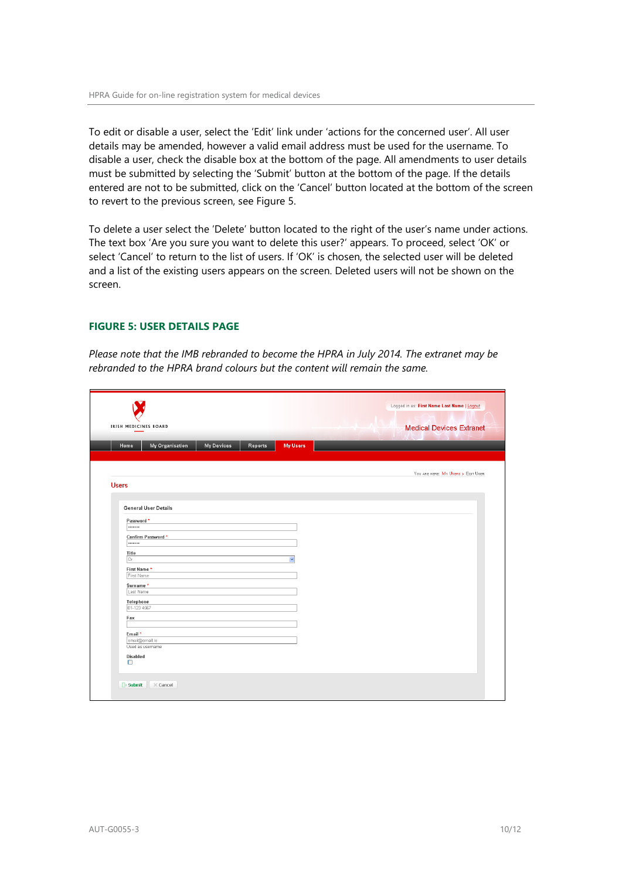To edit or disable a user, select the 'Edit' link under 'actions for the concerned user'. All user details may be amended, however a valid email address must be used for the username. To disable a user, check the disable box at the bottom of the page. All amendments to user details must be submitted by selecting the 'Submit' button at the bottom of the page. If the details entered are not to be submitted, click on the 'Cancel' button located at the bottom of the screen to revert to the previous screen, see Figure 5.

To delete a user select the 'Delete' button located to the right of the user's name under actions. The text box 'Are you sure you want to delete this user?' appears. To proceed, select 'OK' or select 'Cancel' to return to the list of users. If 'OK' is chosen, the selected user will be deleted and a list of the existing users appears on the screen. Deleted users will not be shown on the screen.

## FIGURE 5: USER DETAILS PAGE

*Please note that the IMB rebranded to become the HPRA in July 2014. The extranet may be rebranded to the HPRA brand colours but the content will remain the same.*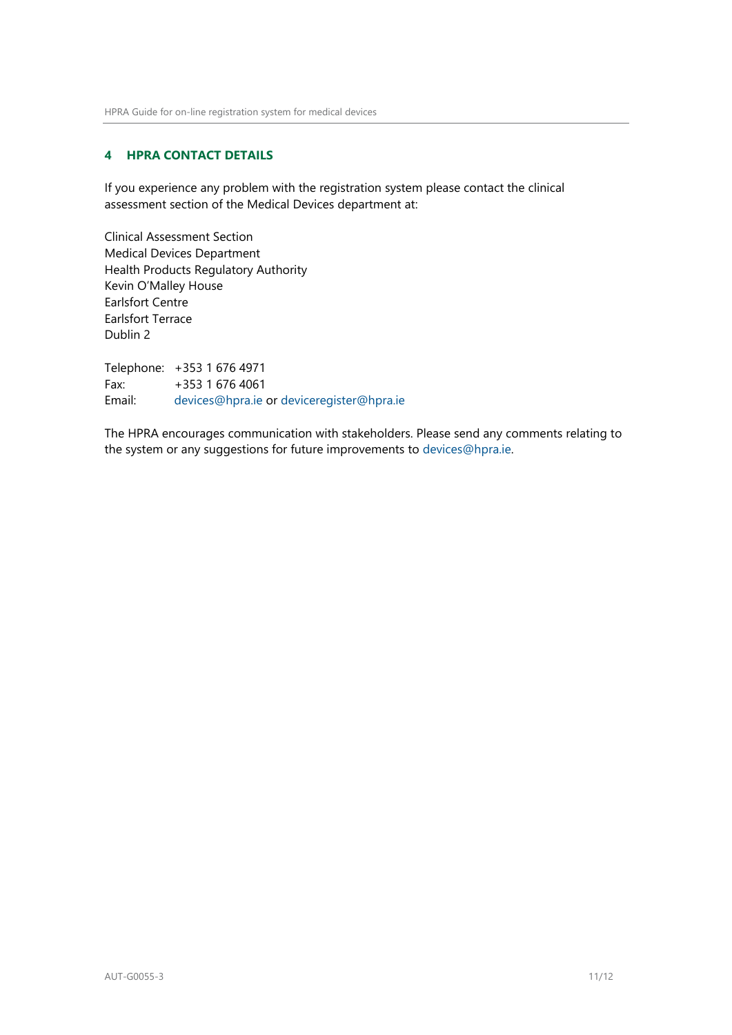## 4 HPRA CONTACT DETAILS

If you experience any problem with the registration system please contact the clinical assessment section of the Medical Devices department at:

Clinical Assessment Section
Medical Devices Department
Health Products Regulatory Authority
Kevin O'Malley House
Earlsfort Centre
Earlsfort Terrace
Dublin 2

Telephone: +353 1 676 4971
Fax: +353 1 676 4061
Email: devices@hpra.ie or deviceregister@hpra.ie

The HPRA encourages communication with stakeholders. Please send any comments relating to the system or any suggestions for future improvements to devices@hpra.ie.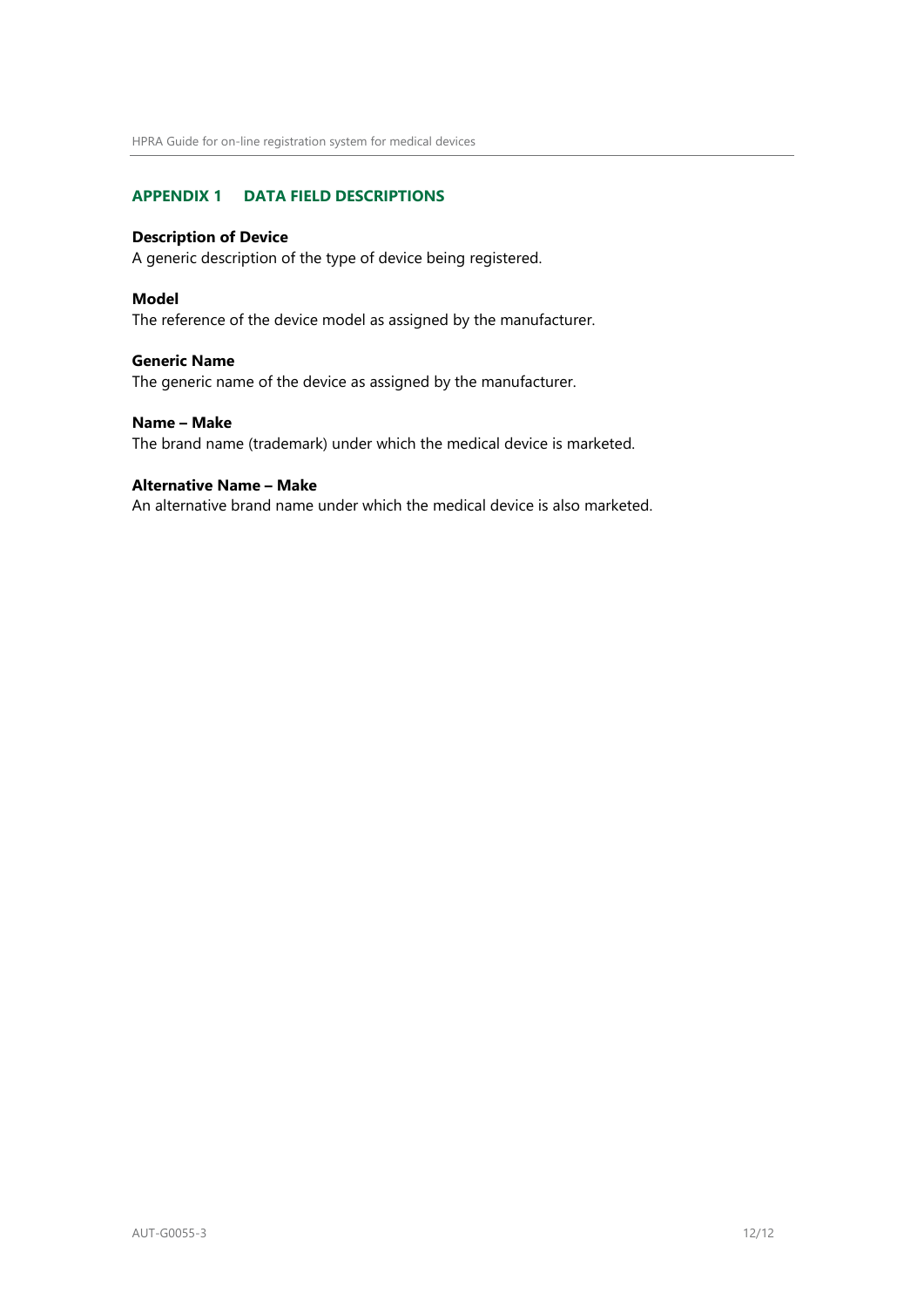## APPENDIX 1 DATA FIELD DESCRIPTIONS

**Description of Device**
A generic description of the type of device being registered.

**Model**
The reference of the device model as assigned by the manufacturer.

**Generic Name**
The generic name of the device as assigned by the manufacturer.

**Name – Make**
The brand name (trademark) under which the medical device is marketed.

**Alternative Name – Make**
An alternative brand name under which the medical device is also marketed.